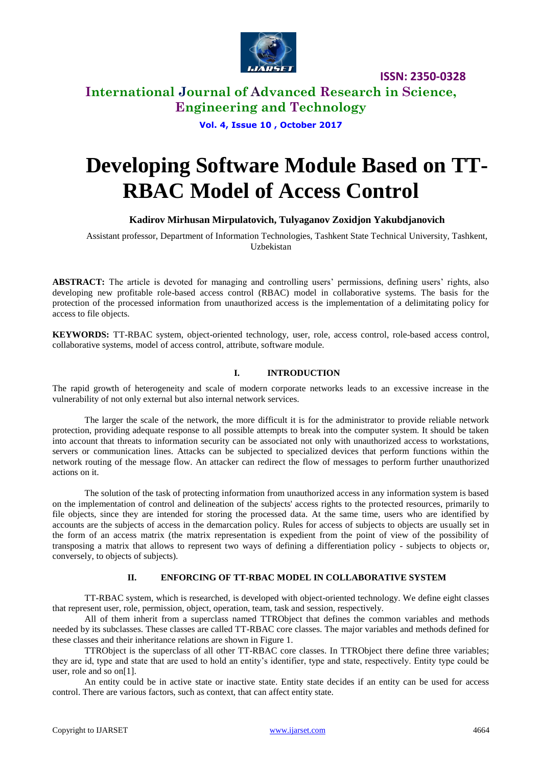# Developing Software Module Based on TT-RBAC Model of Access Control

**Kadirov Mirhusan Mirpulatovich, Tulyaganov Zoxidjon Yakubdjanovich**

Assistant professor, Department of Information Technologies, Tashkent State Technical University, Tashkent, Uzbekistan

**ABSTRACT:** The article is devoted for managing and controlling users' permissions, defining users' rights, also developing new profitable role-based access control (RBAC) model in collaborative systems. The basis for the protection of the processed information from unauthorized access is the implementation of a delimitating policy for access to file objects.

**KEYWORDS:** TT-RBAC system, object-oriented technology, user, role, access control, role-based access control, collaborative systems, model of access control, attribute, software module.

## I. INTRODUCTION

The rapid growth of heterogeneity and scale of modern corporate networks leads to an excessive increase in the vulnerability of not only external but also internal network services.

The larger the scale of the network, the more difficult it is for the administrator to provide reliable network protection, providing adequate response to all possible attempts to break into the computer system. It should be taken into account that threats to information security can be associated not only with unauthorized access to workstations, servers or communication lines. Attacks can be subjected to specialized devices that perform functions within the network routing of the message flow. An attacker can redirect the flow of messages to perform further unauthorized actions on it.

The solution of the task of protecting information from unauthorized access in any information system is based on the implementation of control and delineation of the subjects' access rights to the protected resources, primarily to file objects, since they are intended for storing the processed data. At the same time, users who are identified by accounts are the subjects of access in the demarcation policy. Rules for access of subjects to objects are usually set in the form of an access matrix (the matrix representation is expedient from the point of view of the possibility of transposing a matrix that allows to represent two ways of defining a differentiation policy - subjects to objects or, conversely, to objects of subjects).

## II. ENFORCING OF TT-RBAC MODEL IN COLLABORATIVE SYSTEM

TT-RBAC system, which is researched, is developed with object-oriented technology. We define eight classes that represent user, role, permission, object, operation, team, task and session, respectively.

All of them inherit from a superclass named TTRObject that defines the common variables and methods needed by its subclasses. These classes are called TT-RBAC core classes. The major variables and methods defined for these classes and their inheritance relations are shown in Figure 1.

TTRObject is the superclass of all other TT-RBAC core classes. In TTRObject there define three variables; they are id, type and state that are used to hold an entity's identifier, type and state, respectively. Entity type could be user, role and so on[1].

An entity could be in active state or inactive state. Entity state decides if an entity can be used for access control. There are various factors, such as context, that can affect entity state.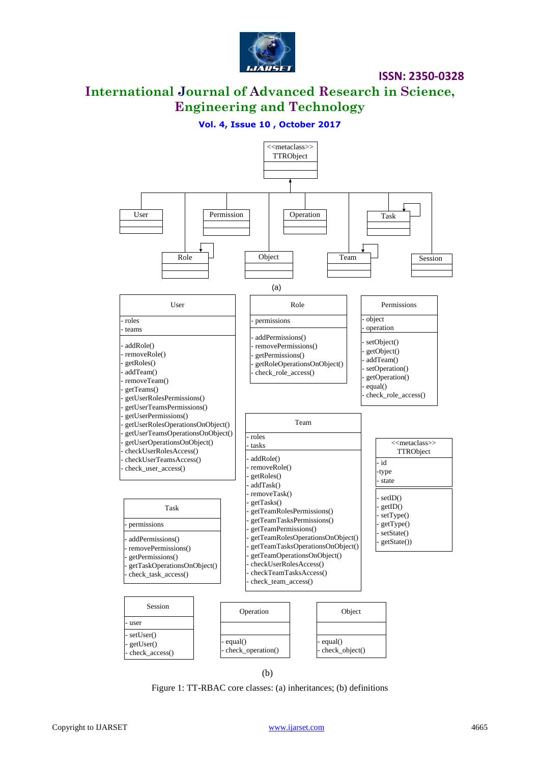<<metaclass>>
TTRObject

User | Permission | Operation | Task | Role | Object | Team | Session

(a)

**User**
- roles
- teams

- addRole()
- removeRole()
- getRoles()
- addTeam()
- removeTeam()
- getTeams()
- getUserRolesPermissions()
- getUserTeamsPermissions()
- getUserPermissions()
- getUserRolesOperationsOnObject()
- getUserTeamsOperationsOnObject()
- getUserOperationsOnObject()
- checkUserRolesAccess()
- checkUserTeamsAccess()
- check_user_access()

**Role**
- permissions

- addPermissions()
- removePermissions()
- getPermissions()
- getRoleOperationsOnObject()
- check_role_access()

**Permissions**
- object
- operation

- setObject()
- getObject()
- addTeam()
- setOperation()
- getOperation()
- equal()
- check_role_access()

**Team**
- roles
- tasks

- addRole()
- removeRole()
- getRoles()
- addTask()
- removeTask()
- getTasks()
- getTeamRolesPermissions()
- getTeamTasksPermissions()
- getTeamPermissions()
- getTeamRolesOperationsOnObject()
- getTeamTasksOperationsOnObject()
- getTeamOperationsOnObject()
- checkUserRolesAccess()
- checkTeamTasksAccess()
- check_team_access()

**<<metaclass>> TTRObject**
- id
-type
- state

- setID()
- getID()
- setType()
- getType()
- setState()
- getState())

**Task**
- permissions

- addPermissions()
- removePermissions()
- getPermissions()
- getTaskOperationsOnObject()
- check_task_access()

**Session**
- user

- setUser()
- getUser()
- check_access()

**Operation**

- equal()
- check_operation()

**Object**

- equal()
- check_object()

(b)

Figure 1: TT-RBAC core classes: (a) inheritances; (b) definitions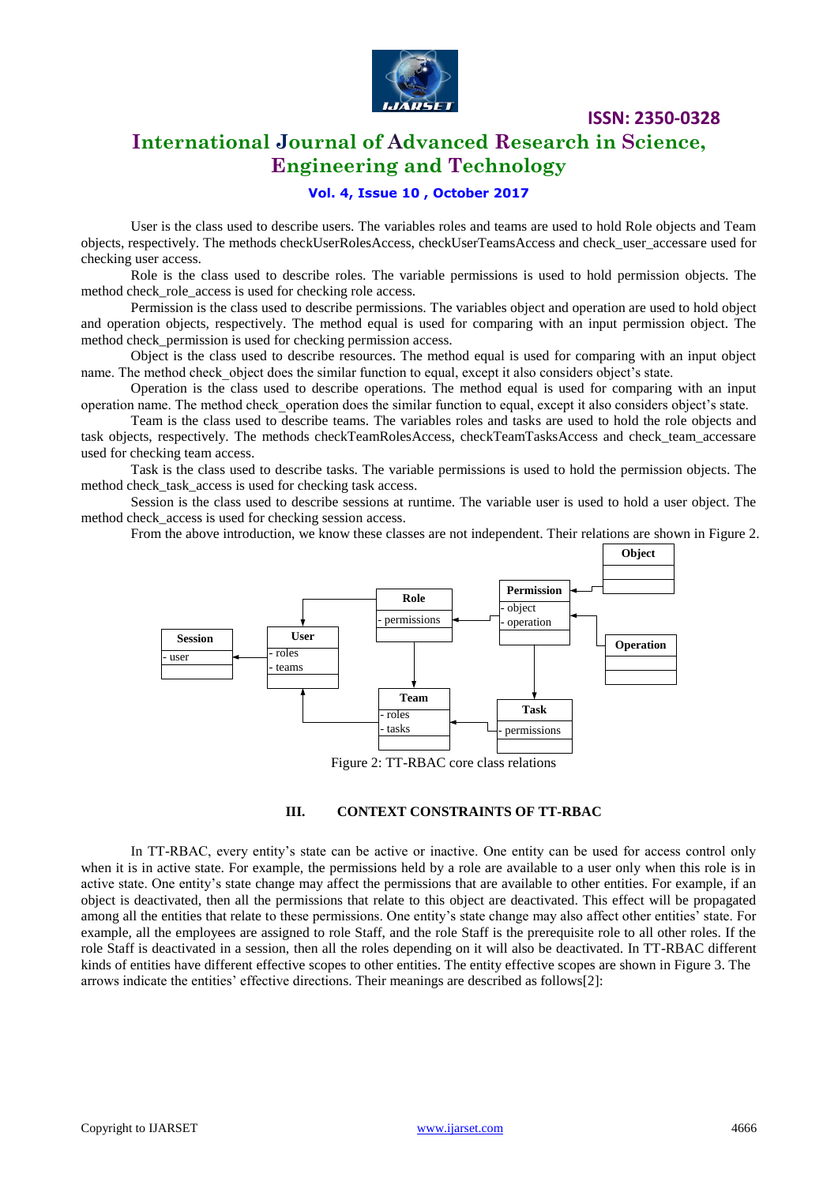User is the class used to describe users. The variables roles and teams are used to hold Role objects and Team objects, respectively. The methods checkUserRolesAccess, checkUserTeamsAccess and check_user_accessare used for checking user access.

Role is the class used to describe roles. The variable permissions is used to hold permission objects. The method check_role_access is used for checking role access.

Permission is the class used to describe permissions. The variables object and operation are used to hold object and operation objects, respectively. The method equal is used for comparing with an input permission object. The method check_permission is used for checking permission access.

Object is the class used to describe resources. The method equal is used for comparing with an input object name. The method check_object does the similar function to equal, except it also considers object's state.

Operation is the class used to describe operations. The method equal is used for comparing with an input operation name. The method check_operation does the similar function to equal, except it also considers object's state.

Team is the class used to describe teams. The variables roles and tasks are used to hold the role objects and task objects, respectively. The methods checkTeamRolesAccess, checkTeamTasksAccess and check_team_accessare used for checking team access.

Task is the class used to describe tasks. The variable permissions is used to hold the permission objects. The method check_task_access is used for checking task access.

Session is the class used to describe sessions at runtime. The variable user is used to hold a user object. The method check_access is used for checking session access.

From the above introduction, we know these classes are not independent. Their relations are shown in Figure 2.

Figure 2: TT-RBAC core class relations

### III. CONTEXT CONSTRAINTS OF TT-RBAC

In TT-RBAC, every entity's state can be active or inactive. One entity can be used for access control only when it is in active state. For example, the permissions held by a role are available to a user only when this role is in active state. One entity's state change may affect the permissions that are available to other entities. For example, if an object is deactivated, then all the permissions that relate to this object are deactivated. This effect will be propagated among all the entities that relate to these permissions. One entity's state change may also affect other entities' state. For example, all the employees are assigned to role Staff, and the role Staff is the prerequisite role to all other roles. If the role Staff is deactivated in a session, then all the roles depending on it will also be deactivated. In TT-RBAC different kinds of entities have different effective scopes to other entities. The entity effective scopes are shown in Figure 3. The arrows indicate the entities' effective directions. Their meanings are described as follows[2]: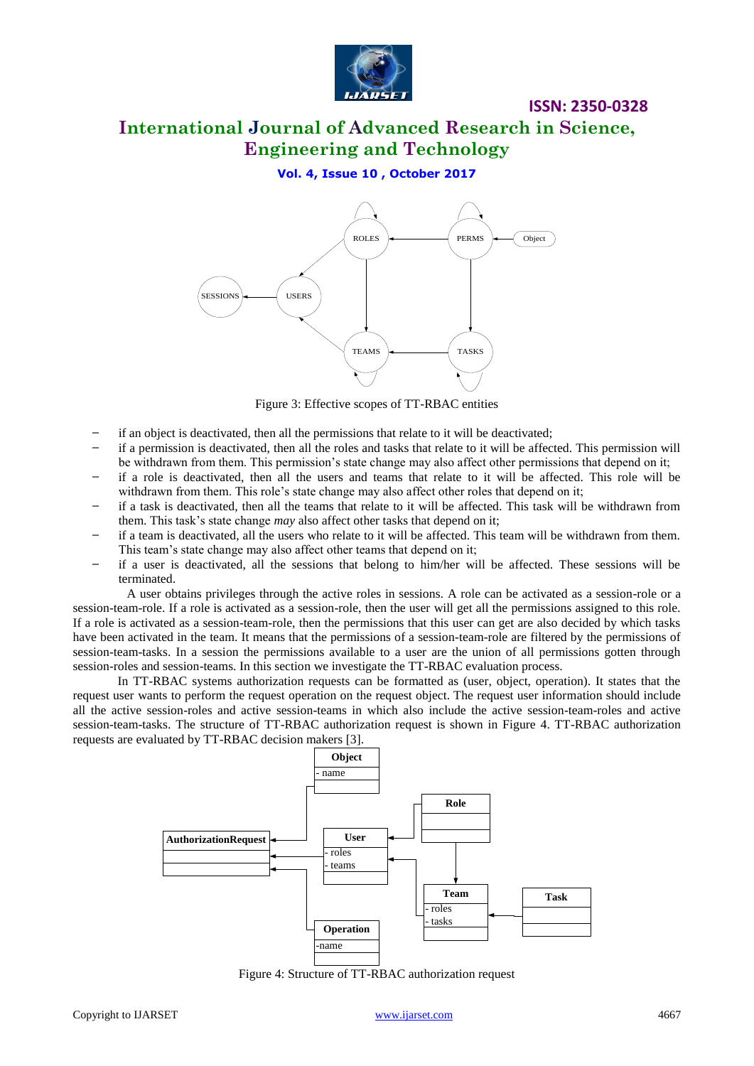Figure 3: Effective scopes of TT-RBAC entities

- if an object is deactivated, then all the permissions that relate to it will be deactivated;
- if a permission is deactivated, then all the roles and tasks that relate to it will be affected. This permission will be withdrawn from them. This permission's state change may also affect other permissions that depend on it;
- if a role is deactivated, then all the users and teams that relate to it will be affected. This role will be withdrawn from them. This role's state change may also affect other roles that depend on it;
- if a task is deactivated, then all the teams that relate to it will be affected. This task will be withdrawn from them. This task's state change *may* also affect other tasks that depend on it;
- if a team is deactivated, all the users who relate to it will be affected. This team will be withdrawn from them. This team's state change may also affect other teams that depend on it;
- if a user is deactivated, all the sessions that belong to him/her will be affected. These sessions will be terminated.

A user obtains privileges through the active roles in sessions. A role can be activated as a session-role or a session-team-role. If a role is activated as a session-role, then the user will get all the permissions assigned to this role. If a role is activated as a session-team-role, then the permissions that this user can get are also decided by which tasks have been activated in the team. It means that the permissions of a session-team-role are filtered by the permissions of session-team-tasks. In a session the permissions available to a user are the union of all permissions gotten through session-roles and session-teams. In this section we investigate the TT-RBAC evaluation process.

In TT-RBAC systems authorization requests can be formatted as (user, object, operation). It states that the request user wants to perform the request operation on the request object. The request user information should include all the active session-roles and active session-teams in which also include the active session-team-roles and active session-team-tasks. The structure of TT-RBAC authorization request is shown in Figure 4. TT-RBAC authorization requests are evaluated by TT-RBAC decision makers [3].

Figure 4: Structure of TT-RBAC authorization request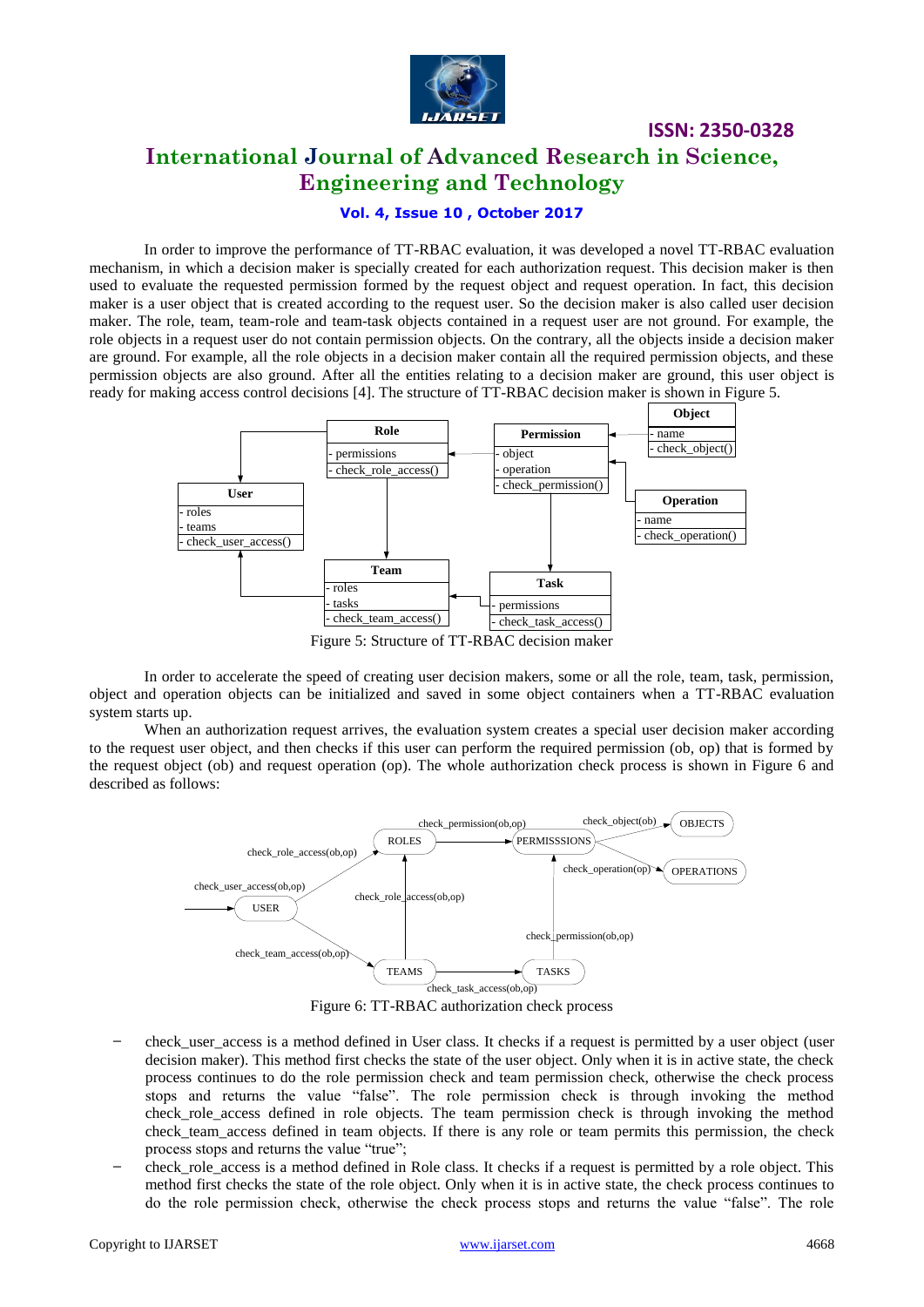In order to improve the performance of TT-RBAC evaluation, it was developed a novel TT-RBAC evaluation mechanism, in which a decision maker is specially created for each authorization request. This decision maker is then used to evaluate the requested permission formed by the request object and request operation. In fact, this decision maker is a user object that is created according to the request user. So the decision maker is also called user decision maker. The role, team, team-role and team-task objects contained in a request user are not ground. For example, the role objects in a request user do not contain permission objects. On the contrary, all the objects inside a decision maker are ground. For example, all the role objects in a decision maker contain all the required permission objects, and these permission objects are also ground. After all the entities relating to a decision maker are ground, this user object is ready for making access control decisions [4]. The structure of TT-RBAC decision maker is shown in Figure 5.

Figure 5: Structure of TT-RBAC decision maker

In order to accelerate the speed of creating user decision makers, some or all the role, team, task, permission, object and operation objects can be initialized and saved in some object containers when a TT-RBAC evaluation system starts up.

When an authorization request arrives, the evaluation system creates a special user decision maker according to the request user object, and then checks if this user can perform the required permission (ob, op) that is formed by the request object (ob) and request operation (op). The whole authorization check process is shown in Figure 6 and described as follows:

Figure 6: TT-RBAC authorization check process

- check_user_access is a method defined in User class. It checks if a request is permitted by a user object (user decision maker). This method first checks the state of the user object. Only when it is in active state, the check process continues to do the role permission check and team permission check, otherwise the check process stops and returns the value "false". The role permission check is through invoking the method check_role_access defined in role objects. The team permission check is through invoking the method check_team_access defined in team objects. If there is any role or team permits this permission, the check process stops and returns the value "true";
- check_role_access is a method defined in Role class. It checks if a request is permitted by a role object. This method first checks the state of the role object. Only when it is in active state, the check process continues to do the role permission check, otherwise the check process stops and returns the value "false". The role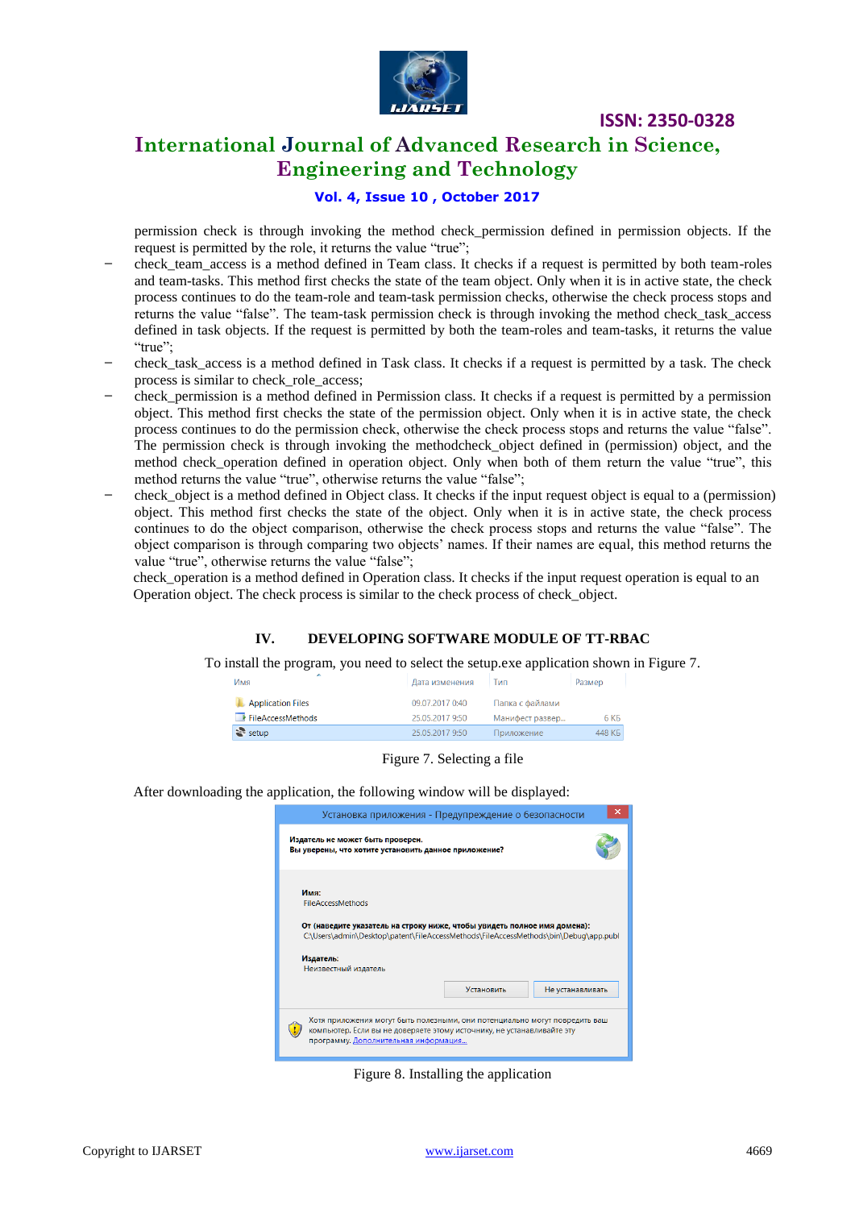permission check is through invoking the method check_permission defined in permission objects. If the request is permitted by the role, it returns the value "true";

- check_team_access is a method defined in Team class. It checks if a request is permitted by both team-roles and team-tasks. This method first checks the state of the team object. Only when it is in active state, the check process continues to do the team-role and team-task permission checks, otherwise the check process stops and returns the value "false". The team-task permission check is through invoking the method check_task_access defined in task objects. If the request is permitted by both the team-roles and team-tasks, it returns the value "true";
- check_task_access is a method defined in Task class. It checks if a request is permitted by a task. The check process is similar to check_role_access;
- check_permission is a method defined in Permission class. It checks if a request is permitted by a permission object. This method first checks the state of the permission object. Only when it is in active state, the check process continues to do the permission check, otherwise the check process stops and returns the value "false". The permission check is through invoking the methodcheck_object defined in (permission) object, and the method check_operation defined in operation object. Only when both of them return the value "true", this method returns the value "true", otherwise returns the value "false";
- check_object is a method defined in Object class. It checks if the input request object is equal to a (permission) object. This method first checks the state of the object. Only when it is in active state, the check process continues to do the object comparison, otherwise the check process stops and returns the value "false". The object comparison is through comparing two objects' names. If their names are equal, this method returns the value "true", otherwise returns the value "false";

check_operation is a method defined in Operation class. It checks if the input request operation is equal to an Operation object. The check process is similar to the check process of check_object.

## IV. DEVELOPING SOFTWARE MODULE OF TT-RBAC

To install the program, you need to select the setup.exe application shown in Figure 7.

| Имя | Дата изменения | Тип | Размер |
|---|---|---|---|
| Application Files | 09.07.2017 0:40 | Папка с файлами | |
| FileAccessMethods | 25.05.2017 9:50 | Манифест развер... | 6 КБ |
| setup | 25.05.2017 9:50 | Приложение | 448 КБ |

Figure 7. Selecting a file

After downloading the application, the following window will be displayed:

Установка приложения - Предупреждение о безопасности

**Издатель не может быть проверен.**
**Вы уверены, что хотите установить данное приложение?**

**Имя:**
FileAccessMethods

**От (наведите указатель на строку ниже, чтобы увидеть полное имя домена):**
C:\Users\admin\Desktop\patent\FileAccessMethods\FileAccessMethods\bin\Debug\app.publ

**Издатель:**
Неизвестный издатель

Установить | Не устанавливать

Хотя приложения могут быть полезными, они потенциально могут повредить ваш компьютер. Если вы не доверяете этому источнику, не устанавливайте эту программу. Дополнительная информация...

Figure 8. Installing the application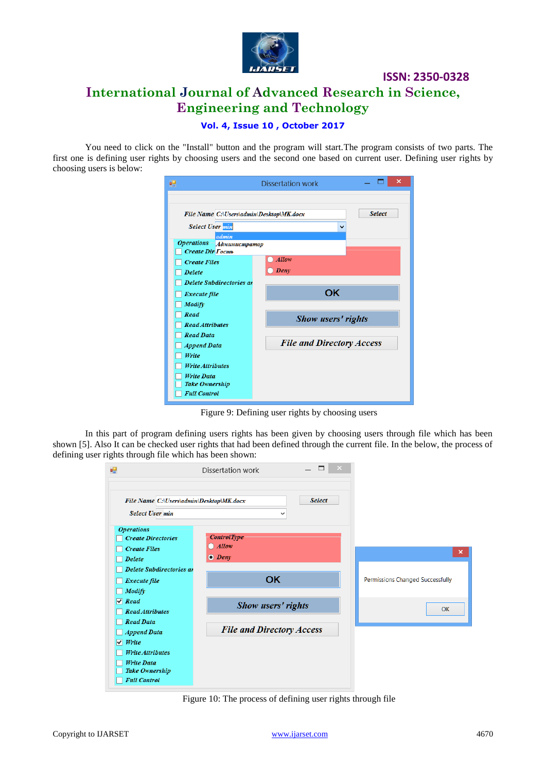You need to click on the "Install" button and the program will start.The program consists of two parts. The first one is defining user rights by choosing users and the second one based on current user. Defining user rights by choosing users is below:

Figure 9: Defining user rights by choosing users

In this part of program defining users rights has been given by choosing users through file which has been shown [5]. Also It can be checked user rights that had been defined through the current file. In the below, the process of defining user rights through file which has been shown:

Figure 10: The process of defining user rights through file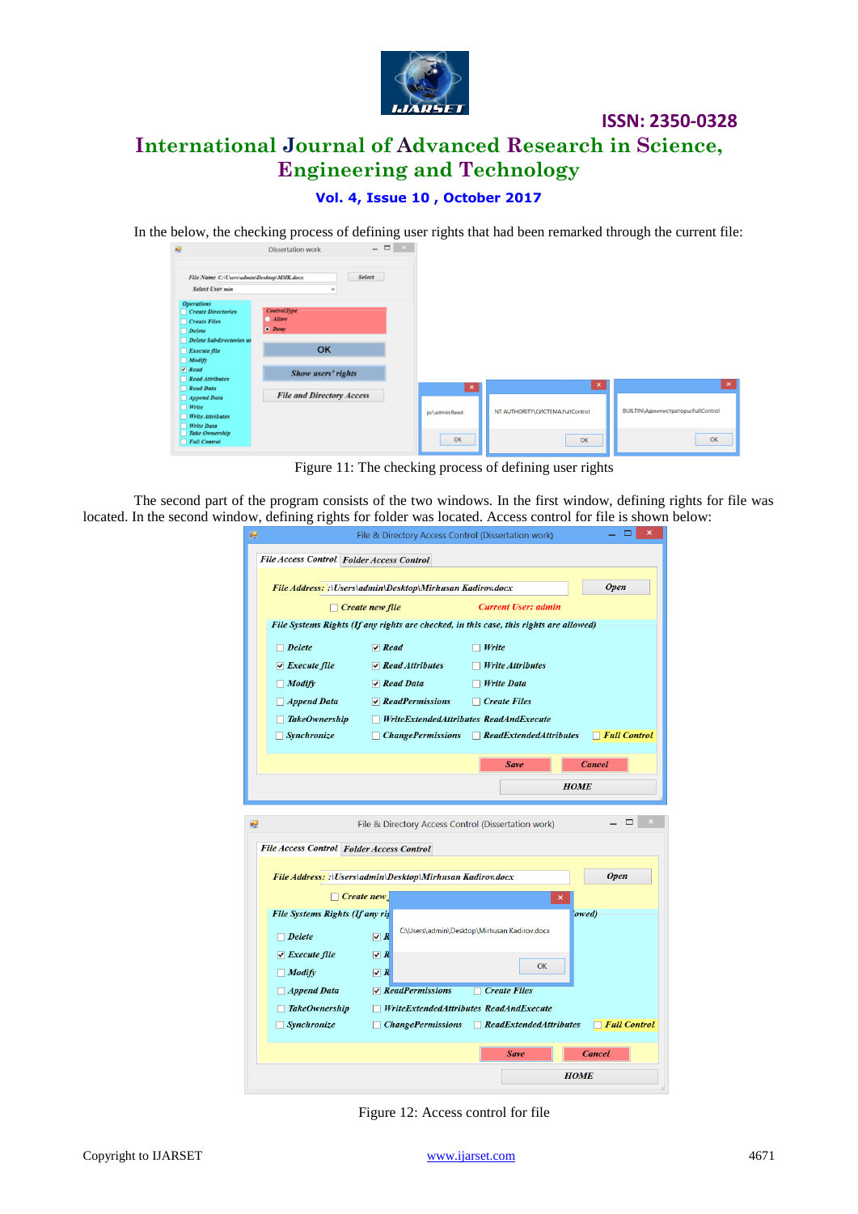In the below, the checking process of defining user rights that had been remarked through the current file:

Figure 11: The checking process of defining user rights

The second part of the program consists of the two windows. In the first window, defining rights for file was located. In the second window, defining rights for folder was located. Access control for file is shown below:

Figure 12: Access control for file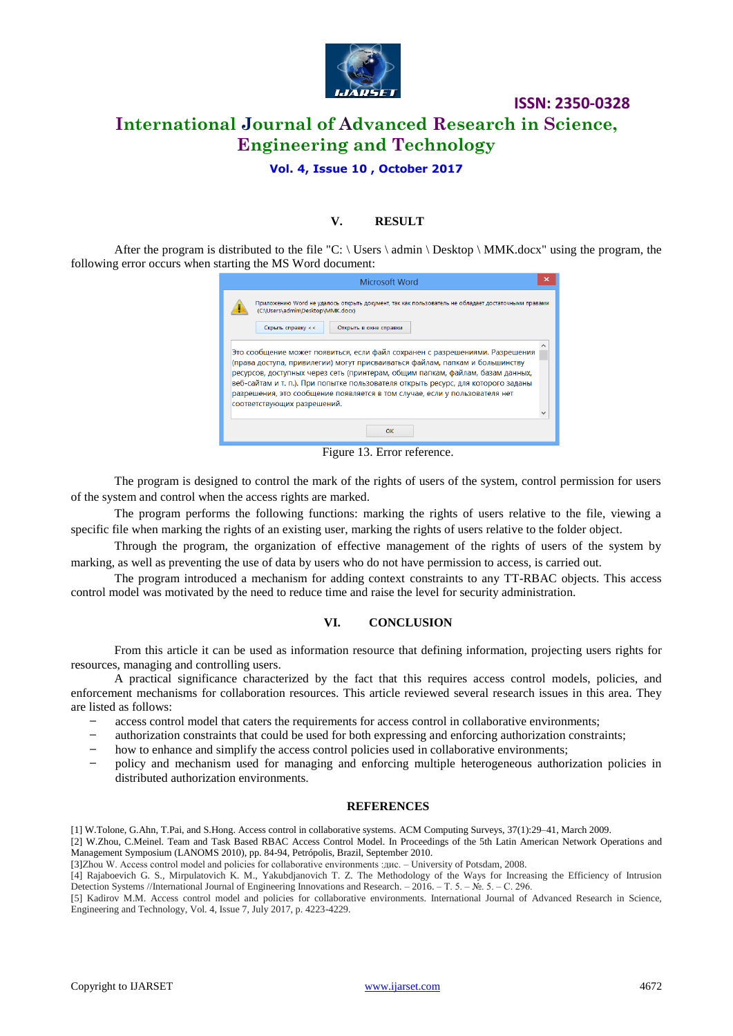## V. RESULT

After the program is distributed to the file "C: \ Users \ admin \ Desktop \ MMK.docx" using the program, the following error occurs when starting the MS Word document:

Figure 13. Error reference.

The program is designed to control the mark of the rights of users of the system, control permission for users of the system and control when the access rights are marked.

The program performs the following functions: marking the rights of users relative to the file, viewing a specific file when marking the rights of an existing user, marking the rights of users relative to the folder object.

Through the program, the organization of effective management of the rights of users of the system by marking, as well as preventing the use of data by users who do not have permission to access, is carried out.

The program introduced a mechanism for adding context constraints to any TT-RBAC objects. This access control model was motivated by the need to reduce time and raise the level for security administration.

## VI. CONCLUSION

From this article it can be used as information resource that defining information, projecting users rights for resources, managing and controlling users.

A practical significance characterized by the fact that this requires access control models, policies, and enforcement mechanisms for collaboration resources. This article reviewed several research issues in this area. They are listed as follows:

- access control model that caters the requirements for access control in collaborative environments;
- authorization constraints that could be used for both expressing and enforcing authorization constraints;
- how to enhance and simplify the access control policies used in collaborative environments;
- policy and mechanism used for managing and enforcing multiple heterogeneous authorization policies in distributed authorization environments.

## REFERENCES

[1] W.Tolone, G.Ahn, T.Pai, and S.Hong. Access control in collaborative systems. ACM Computing Surveys, 37(1):29–41, March 2009.

[2] W.Zhou, C.Meinel. Team and Task Based RBAC Access Control Model. In Proceedings of the 5th Latin American Network Operations and Management Symposium (LANOMS 2010), pp. 84-94, Petrópolis, Brazil, September 2010.

[3]Zhou W. Access control model and policies for collaborative environments :дис. – University of Potsdam, 2008.

[4] Rajaboevich G. S., Mirpulatovich K. M., Yakubdjanovich T. Z. The Methodology of the Ways for Increasing the Efficiency of Intrusion Detection Systems //International Journal of Engineering Innovations and Research. – 2016. – Т. 5. – №. 5. – С. 296.

[5] Kadirov M.M. Access control model and policies for collaborative environments. International Journal of Advanced Research in Science, Engineering and Technology, Vol. 4, Issue 7, July 2017, p. 4223-4229.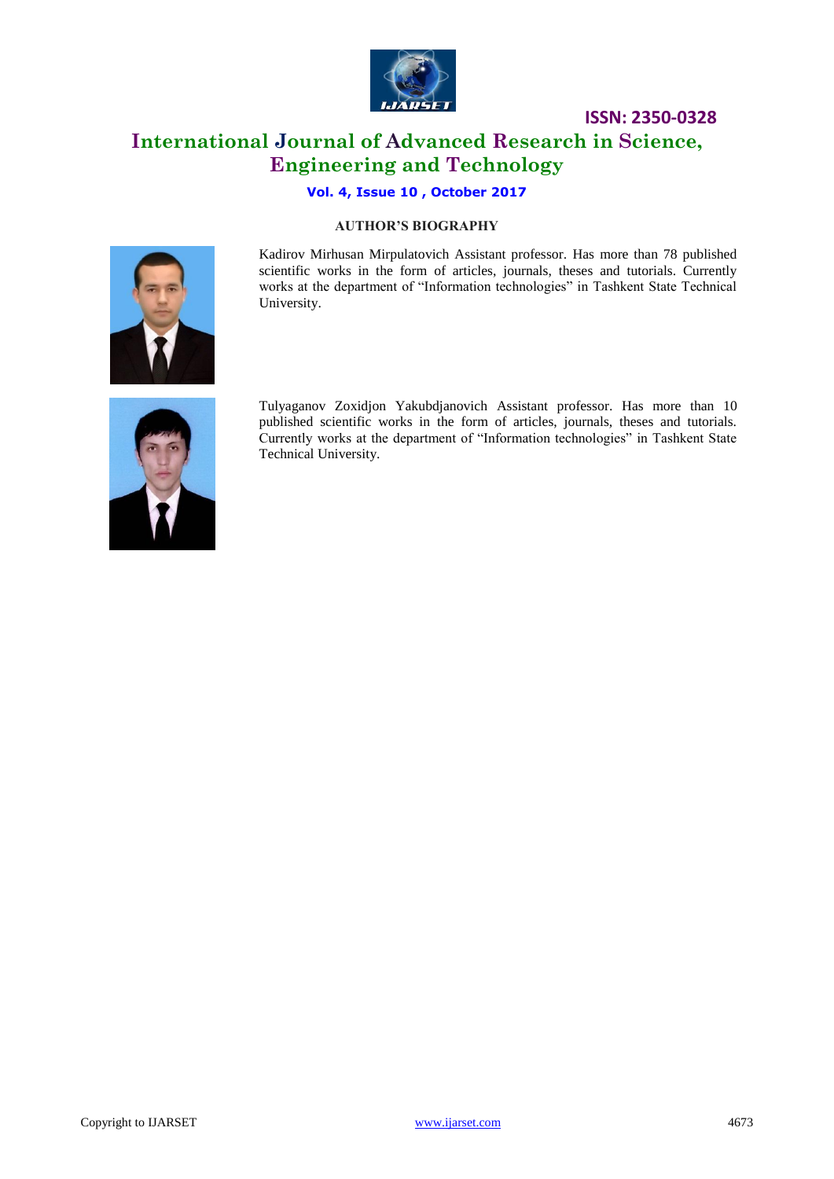**AUTHOR'S BIOGRAPHY**

Kadirov Mirhusan Mirpulatovich Assistant professor. Has more than 78 published scientific works in the form of articles, journals, theses and tutorials. Currently works at the department of "Information technologies" in Tashkent State Technical University.

Tulyaganov Zoxidjon Yakubdjanovich Assistant professor. Has more than 10 published scientific works in the form of articles, journals, theses and tutorials. Currently works at the department of "Information technologies" in Tashkent State Technical University.